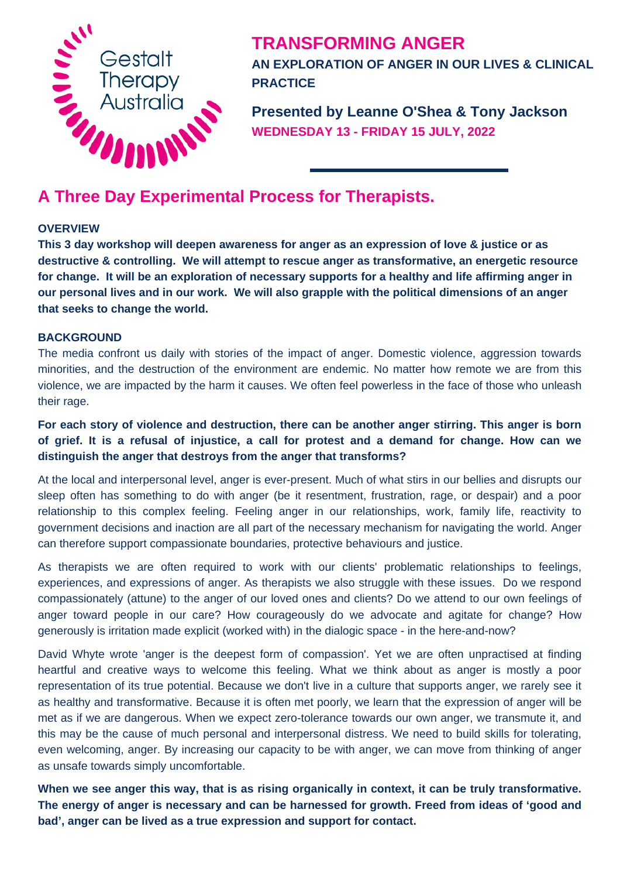Gestalt Therapy Australia

# TRANSFORMING ANGER

**AN EXPLORATION OF ANGER IN OUR LIVES & CLINICAL PRACTICE**

**Presented by Leanne O'Shea & Tony Jackson**

**WEDNESDAY 13 - FRIDAY 15 JULY, 2022**

## A Three Day Experimental Process for Therapists.

### OVERVIEW

**This 3 day workshop will deepen awareness for anger as an expression of love & justice or as destructive & controlling. We will attempt to rescue anger as transformative, an energetic resource for change. It will be an exploration of necessary supports for a healthy and life affirming anger in our personal lives and in our work. We will also grapple with the political dimensions of an anger that seeks to change the world.**

### BACKGROUND

The media confront us daily with stories of the impact of anger. Domestic violence, aggression towards minorities, and the destruction of the environment are endemic. No matter how remote we are from this violence, we are impacted by the harm it causes. We often feel powerless in the face of those who unleash their rage.

**For each story of violence and destruction, there can be another anger stirring. This anger is born of grief. It is a refusal of injustice, a call for protest and a demand for change. How can we distinguish the anger that destroys from the anger that transforms?**

At the local and interpersonal level, anger is ever-present. Much of what stirs in our bellies and disrupts our sleep often has something to do with anger (be it resentment, frustration, rage, or despair) and a poor relationship to this complex feeling. Feeling anger in our relationships, work, family life, reactivity to government decisions and inaction are all part of the necessary mechanism for navigating the world. Anger can therefore support compassionate boundaries, protective behaviours and justice.

As therapists we are often required to work with our clients' problematic relationships to feelings, experiences, and expressions of anger. As therapists we also struggle with these issues. Do we respond compassionately (attune) to the anger of our loved ones and clients? Do we attend to our own feelings of anger toward people in our care? How courageously do we advocate and agitate for change? How generously is irritation made explicit (worked with) in the dialogic space - in the here-and-now?

David Whyte wrote 'anger is the deepest form of compassion'. Yet we are often unpractised at finding heartful and creative ways to welcome this feeling. What we think about as anger is mostly a poor representation of its true potential. Because we don't live in a culture that supports anger, we rarely see it as healthy and transformative. Because it is often met poorly, we learn that the expression of anger will be met as if we are dangerous. When we expect zero-tolerance towards our own anger, we transmute it, and this may be the cause of much personal and interpersonal distress. We need to build skills for tolerating, even welcoming, anger. By increasing our capacity to be with anger, we can move from thinking of anger as unsafe towards simply uncomfortable.

**When we see anger this way, that is as rising organically in context, it can be truly transformative. The energy of anger is necessary and can be harnessed for growth. Freed from ideas of 'good and bad', anger can be lived as a true expression and support for contact.**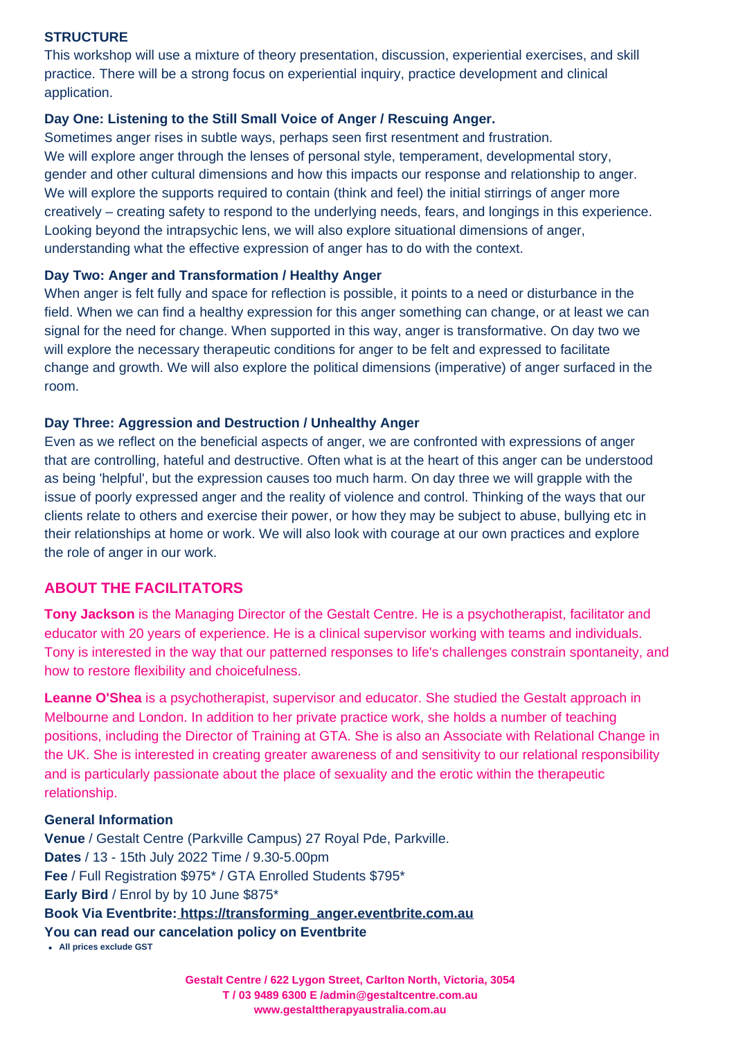## STRUCTURE

This workshop will use a mixture of theory presentation, discussion, experiential exercises, and skill practice. There will be a strong focus on experiential inquiry, practice development and clinical application.

### Day One: Listening to the Still Small Voice of Anger / Rescuing Anger.

Sometimes anger rises in subtle ways, perhaps seen first resentment and frustration.
We will explore anger through the lenses of personal style, temperament, developmental story, gender and other cultural dimensions and how this impacts our response and relationship to anger. We will explore the supports required to contain (think and feel) the initial stirrings of anger more creatively – creating safety to respond to the underlying needs, fears, and longings in this experience. Looking beyond the intrapsychic lens, we will also explore situational dimensions of anger, understanding what the effective expression of anger has to do with the context.

### Day Two: Anger and Transformation / Healthy Anger

When anger is felt fully and space for reflection is possible, it points to a need or disturbance in the field. When we can find a healthy expression for this anger something can change, or at least we can signal for the need for change. When supported in this way, anger is transformative. On day two we will explore the necessary therapeutic conditions for anger to be felt and expressed to facilitate change and growth. We will also explore the political dimensions (imperative) of anger surfaced in the room.

### Day Three: Aggression and Destruction / Unhealthy Anger

Even as we reflect on the beneficial aspects of anger, we are confronted with expressions of anger that are controlling, hateful and destructive. Often what is at the heart of this anger can be understood as being 'helpful', but the expression causes too much harm. On day three we will grapple with the issue of poorly expressed anger and the reality of violence and control. Thinking of the ways that our clients relate to others and exercise their power, or how they may be subject to abuse, bullying etc in their relationships at home or work. We will also look with courage at our own practices and explore the role of anger in our work.

## ABOUT THE FACILITATORS

**Tony Jackson** is the Managing Director of the Gestalt Centre. He is a psychotherapist, facilitator and educator with 20 years of experience. He is a clinical supervisor working with teams and individuals. Tony is interested in the way that our patterned responses to life's challenges constrain spontaneity, and how to restore flexibility and choicefulness.

**Leanne O'Shea** is a psychotherapist, supervisor and educator. She studied the Gestalt approach in Melbourne and London. In addition to her private practice work, she holds a number of teaching positions, including the Director of Training at GTA. She is also an Associate with Relational Change in the UK. She is interested in creating greater awareness of and sensitivity to our relational responsibility and is particularly passionate about the place of sexuality and the erotic within the therapeutic relationship.

### General Information

**Venue** / Gestalt Centre (Parkville Campus) 27 Royal Pde, Parkville.
**Dates** / 13 - 15th July 2022 Time / 9.30-5.00pm
**Fee** / Full Registration $975* / GTA Enrolled Students $795*
**Early Bird** / Enrol by by 10 June $875*
**Book Via Eventbrite: https://transforming_anger.eventbrite.com.au**
**You can read our cancelation policy on Eventbrite**

- **All prices exclude GST**

**Gestalt Centre / 622 Lygon Street, Carlton North, Victoria, 3054**
**T / 03 9489 6300 E /admin@gestaltcentre.com.au**
**www.gestalttherapyaustralia.com.au**